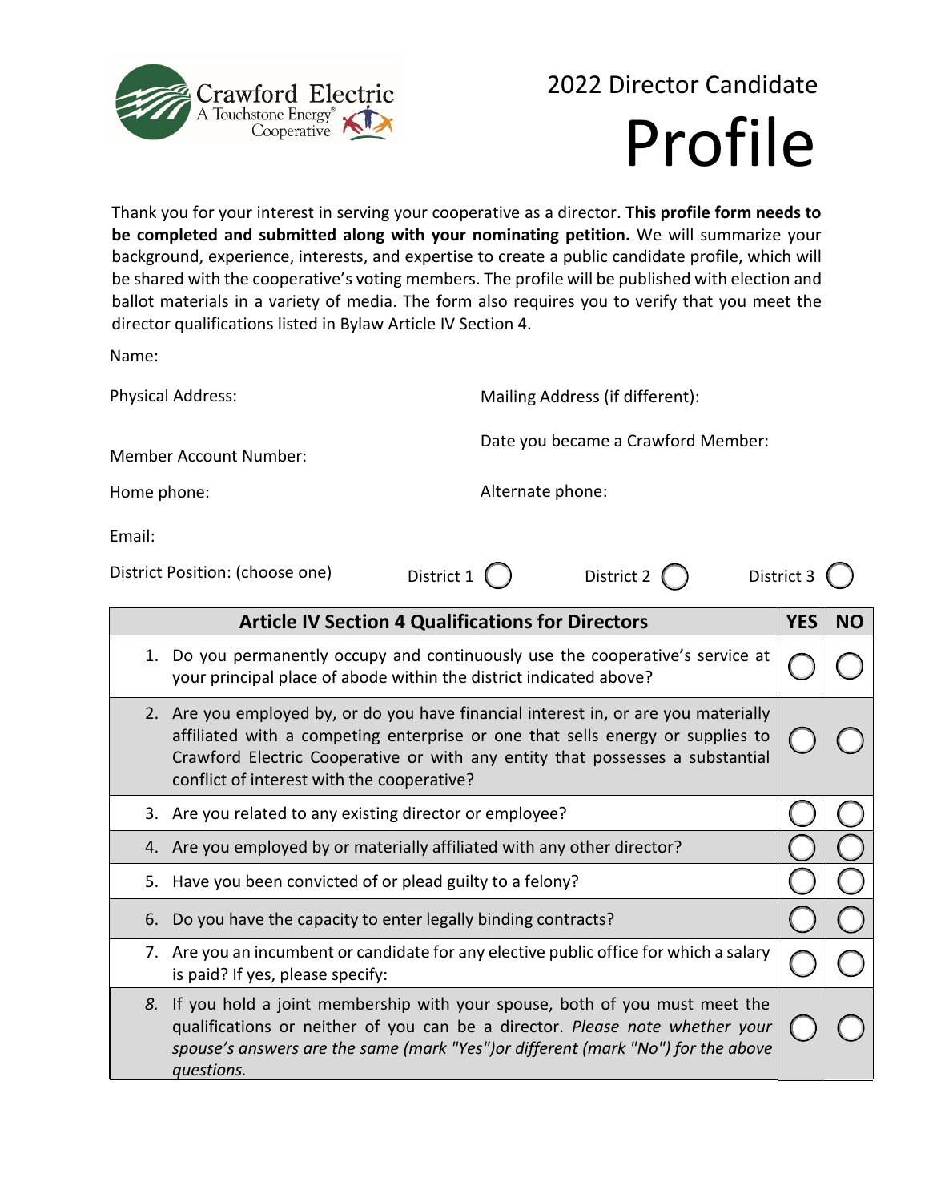Crawford Electric
A Touchstone Energy® Cooperative

# 2022 Director Candidate Profile

Thank you for your interest in serving your cooperative as a director. **This profile form needs to be completed and submitted along with your nominating petition.** We will summarize your background, experience, interests, and expertise to create a public candidate profile, which will be shared with the cooperative's voting members. The profile will be published with election and ballot materials in a variety of media. The form also requires you to verify that you meet the director qualifications listed in Bylaw Article IV Section 4.

Name:

Physical Address:

Mailing Address (if different):

Member Account Number:

Date you became a Crawford Member:

Home phone:

Alternate phone:

Email:

District Position: (choose one) District 1 ◯ District 2 ◯ District 3 ◯

| Article IV Section 4 Qualifications for Directors | YES | NO |
|---|---|---|
| 1. Do you permanently occupy and continuously use the cooperative's service at your principal place of abode within the district indicated above? | ◯ | ◯ |
| 2. Are you employed by, or do you have financial interest in, or are you materially affiliated with a competing enterprise or one that sells energy or supplies to Crawford Electric Cooperative or with any entity that possesses a substantial conflict of interest with the cooperative? | ◯ | ◯ |
| 3. Are you related to any existing director or employee? | ◯ | ◯ |
| 4. Are you employed by or materially affiliated with any other director? | ◯ | ◯ |
| 5. Have you been convicted of or plead guilty to a felony? | ◯ | ◯ |
| 6. Do you have the capacity to enter legally binding contracts? | ◯ | ◯ |
| 7. Are you an incumbent or candidate for any elective public office for which a salary is paid? If yes, please specify: | ◯ | ◯ |
| *8.* If you hold a joint membership with your spouse, both of you must meet the qualifications or neither of you can be a director. *Please note whether your spouse's answers are the same (mark "Yes")or different (mark "No") for the above questions.* | ◯ | ◯ |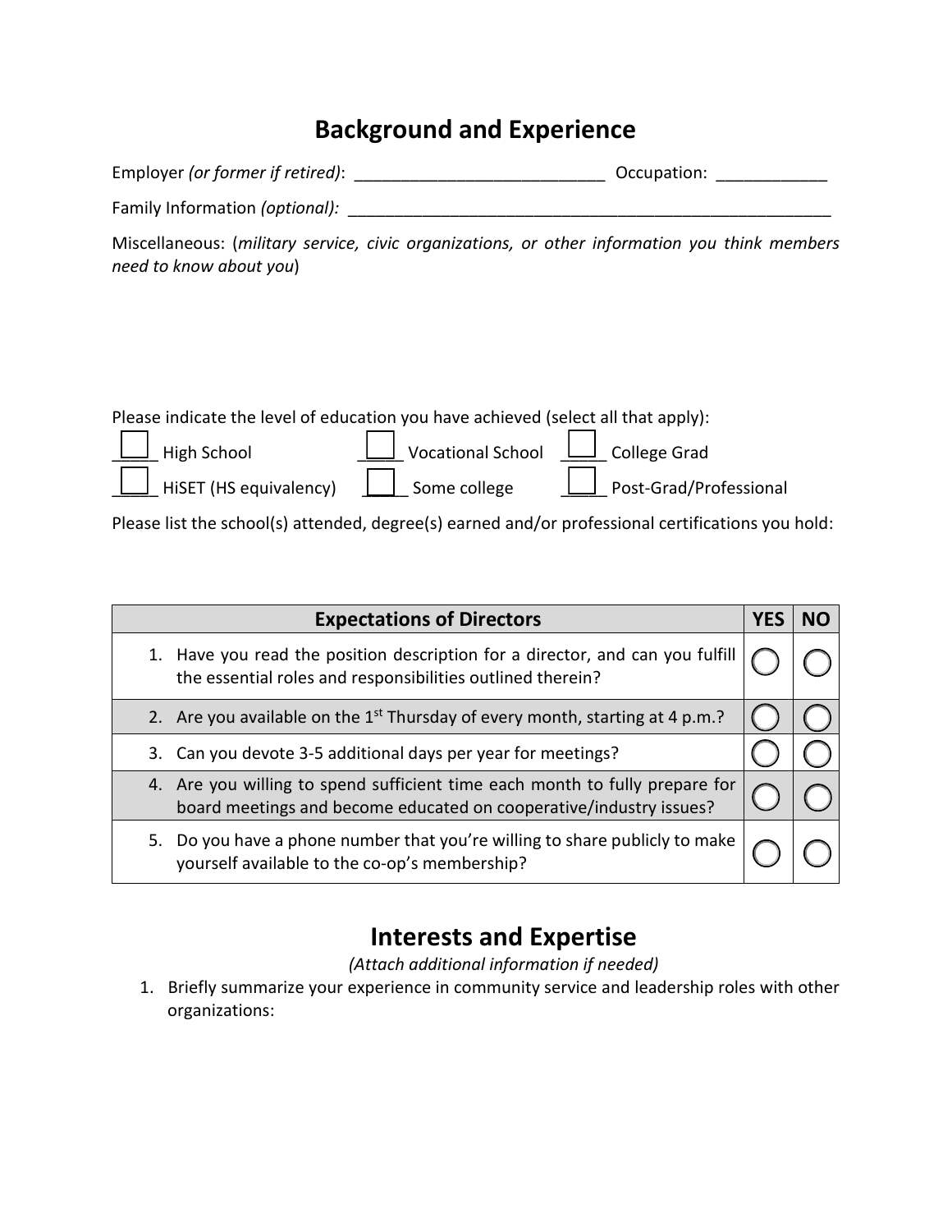## Background and Experience

Employer *(or former if retired)*: ___________________________ Occupation: ____________

Family Information *(optional):* _____________________________________________________

Miscellaneous: (*military service, civic organizations, or other information you think members need to know about you*)

Please indicate the level of education you have achieved (select all that apply):

- ☐ High School
- ☐ Vocational School
- ☐ College Grad
- ☐ HiSET (HS equivalency)
- ☐ Some college
- ☐ Post-Grad/Professional

Please list the school(s) attended, degree(s) earned and/or professional certifications you hold:

| Expectations of Directors | YES | NO |
|---|---|---|
| 1. Have you read the position description for a director, and can you fulfill the essential roles and responsibilities outlined therein? | ○ | ○ |
| 2. Are you available on the 1st Thursday of every month, starting at 4 p.m.? | ○ | ○ |
| 3. Can you devote 3-5 additional days per year for meetings? | ○ | ○ |
| 4. Are you willing to spend sufficient time each month to fully prepare for board meetings and become educated on cooperative/industry issues? | ○ | ○ |
| 5. Do you have a phone number that you're willing to share publicly to make yourself available to the co-op's membership? | ○ | ○ |

## Interests and Expertise

*(Attach additional information if needed)*

1. Briefly summarize your experience in community service and leadership roles with other organizations: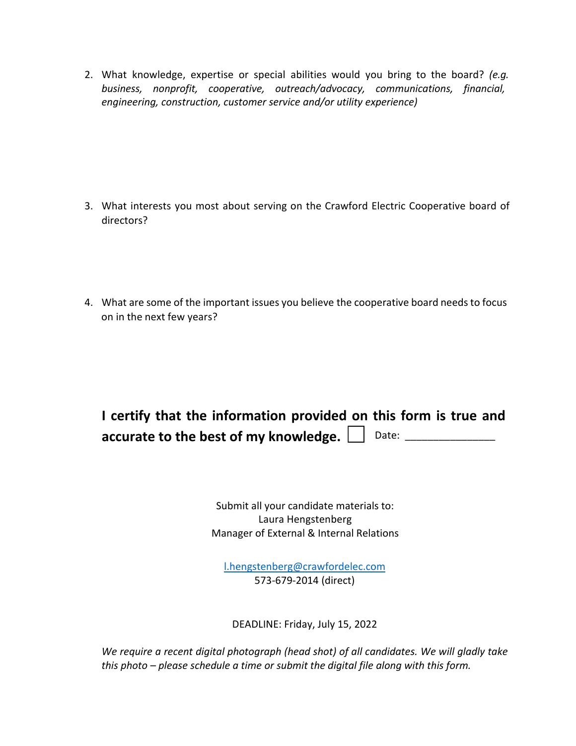2. What knowledge, expertise or special abilities would you bring to the board? *(e.g. business, nonprofit, cooperative, outreach/advocacy, communications, financial, engineering, construction, customer service and/or utility experience)*

3. What interests you most about serving on the Crawford Electric Cooperative board of directors?

4. What are some of the important issues you believe the cooperative board needs to focus on in the next few years?

**I certify that the information provided on this form is true and accurate to the best of my knowledge.** ☐ Date: _______________

Submit all your candidate materials to:
Laura Hengstenberg
Manager of External & Internal Relations

l.hengstenberg@crawfordelec.com
573-679-2014 (direct)

DEADLINE: Friday, July 15, 2022

*We require a recent digital photograph (head shot) of all candidates. We will gladly take this photo – please schedule a time or submit the digital file along with this form.*